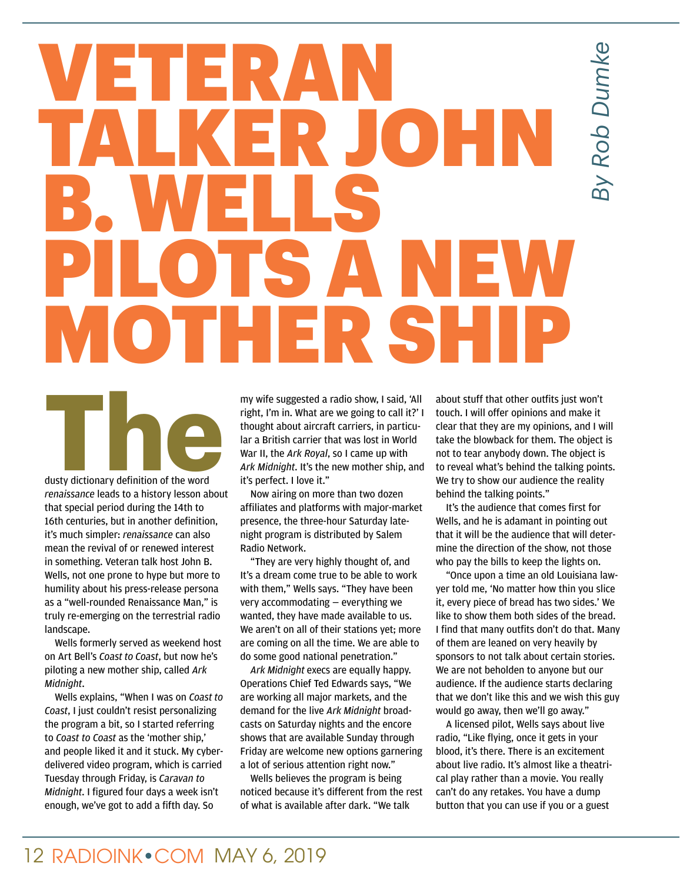# VETERAN TALKER JOHN B. WELLS PILOTS A NEW MOTHER SHIP

*By Rob Dumke*

The dusty dictionary definition of the word *renaissance* leads to a history lesson about that special period during the 14th to 16th centuries, but in another definition, it's much simpler: *renaissance* can also mean the revival of or renewed interest in something. Veteran talk host John B. Wells, not one prone to hype but more to humility about his press-release persona as a "well-rounded Renaissance Man," is truly re-emerging on the terrestrial radio landscape.

Wells formerly served as weekend host on Art Bell's *Coast to Coast*, but now he's piloting a new mother ship, called *Ark Midnight*.

Wells explains, "When I was on *Coast to Coast*, I just couldn't resist personalizing the program a bit, so I started referring to *Coast to Coast* as the 'mother ship,' and people liked it and it stuck. My cyber-delivered video program, which is carried Tuesday through Friday, is *Caravan to Midnight*. I figured four days a week isn't enough, we've got to add a fifth day. So my wife suggested a radio show, I said, 'All right, I'm in. What are we going to call it?' I thought about aircraft carriers, in particular a British carrier that was lost in World War II, the *Ark Royal*, so I came up with *Ark Midnight*. It's the new mother ship, and it's perfect. I love it."

Now airing on more than two dozen affiliates and platforms with major-market presence, the three-hour Saturday late-night program is distributed by Salem Radio Network.

"They are very highly thought of, and It's a dream come true to be able to work with them," Wells says. "They have been very accommodating — everything we wanted, they have made available to us. We aren't on all of their stations yet; more are coming on all the time. We are able to do some good national penetration."

*Ark Midnight* execs are equally happy. Operations Chief Ted Edwards says, "We are working all major markets, and the demand for the live *Ark Midnight* broadcasts on Saturday nights and the encore shows that are available Sunday through Friday are welcome new options garnering a lot of serious attention right now."

Wells believes the program is being noticed because it's different from the rest of what is available after dark. "We talk about stuff that other outfits just won't touch. I will offer opinions and make it clear that they are my opinions, and I will take the blowback for them. The object is not to tear anybody down. The object is to reveal what's behind the talking points. We try to show our audience the reality behind the talking points."

It's the audience that comes first for Wells, and he is adamant in pointing out that it will be the audience that will determine the direction of the show, not those who pay the bills to keep the lights on.

"Once upon a time an old Louisiana lawyer told me, 'No matter how thin you slice it, every piece of bread has two sides.' We like to show them both sides of the bread. I find that many outfits don't do that. Many of them are leaned on very heavily by sponsors to not talk about certain stories. We are not beholden to anyone but our audience. If the audience starts declaring that we don't like this and we wish this guy would go away, then we'll go away."

A licensed pilot, Wells says about live radio, "Like flying, once it gets in your blood, it's there. There is an excitement about live radio. It's almost like a theatrical play rather than a movie. You really can't do any retakes. You have a dump button that you can use if you or a guest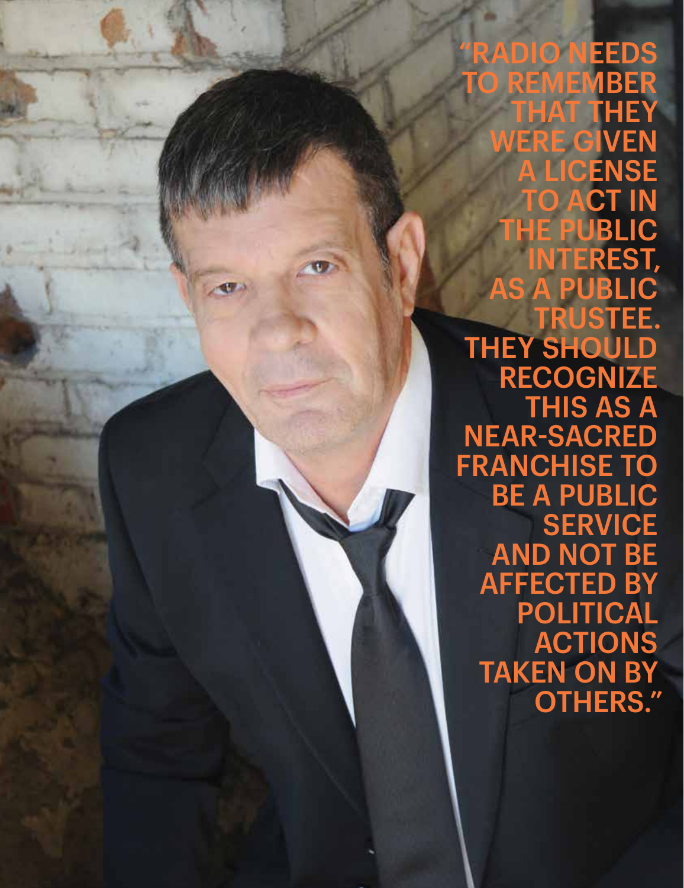"RADIO NEEDS TO REMEMBER THAT THEY WERE GIVEN A LICENSE TO ACT IN THE PUBLIC INTEREST, AS A PUBLIC TRUSTEE. THEY SHOULD RECOGNIZE THIS AS A NEAR-SACRED FRANCHISE TO BE A PUBLIC SERVICE AND NOT BE AFFECTED BY POLITICAL ACTIONS TAKEN ON BY OTHERS."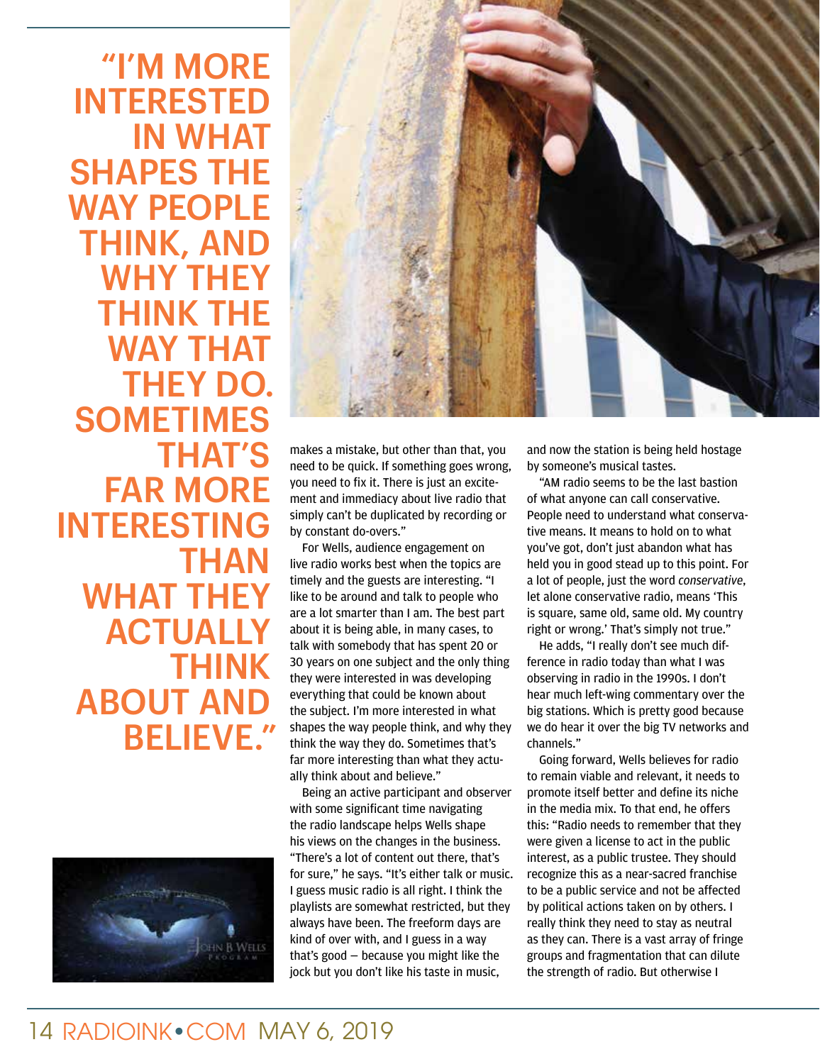> "I'M MORE INTERESTED IN WHAT SHAPES THE WAY PEOPLE THINK, AND WHY THEY THINK THE WAY THAT THEY DO. SOMETIMES THAT'S FAR MORE INTERESTING THAN WHAT THEY ACTUALLY THINK ABOUT AND BELIEVE."

makes a mistake, but other than that, you need to be quick. If something goes wrong, you need to fix it. There is just an excitement and immediacy about live radio that simply can't be duplicated by recording or by constant do-overs."

For Wells, audience engagement on live radio works best when the topics are timely and the guests are interesting. "I like to be around and talk to people who are a lot smarter than I am. The best part about it is being able, in many cases, to talk with somebody that has spent 20 or 30 years on one subject and the only thing they were interested in was developing everything that could be known about the subject. I'm more interested in what shapes the way people think, and why they think the way they do. Sometimes that's far more interesting than what they actually think about and believe."

Being an active participant and observer with some significant time navigating the radio landscape helps Wells shape his views on the changes in the business. "There's a lot of content out there, that's for sure," he says. "It's either talk or music. I guess music radio is all right. I think the playlists are somewhat restricted, but they always have been. The freeform days are kind of over with, and I guess in a way that's good — because you might like the jock but you don't like his taste in music, and now the station is being held hostage by someone's musical tastes.

"AM radio seems to be the last bastion of what anyone can call conservative. People need to understand what conservative means. It means to hold on to what you've got, don't just abandon what has held you in good stead up to this point. For a lot of people, just the word *conservative*, let alone conservative radio, means 'This is square, same old, same old. My country right or wrong.' That's simply not true."

He adds, "I really don't see much difference in radio today than what I was observing in radio in the 1990s. I don't hear much left-wing commentary over the big stations. Which is pretty good because we do hear it over the big TV networks and channels."

Going forward, Wells believes for radio to remain viable and relevant, it needs to promote itself better and define its niche in the media mix. To that end, he offers this: "Radio needs to remember that they were given a license to act in the public interest, as a public trustee. They should recognize this as a near-sacred franchise to be a public service and not be affected by political actions taken on by others. I really think they need to stay as neutral as they can. There is a vast array of fringe groups and fragmentation that can dilute the strength of radio. But otherwise I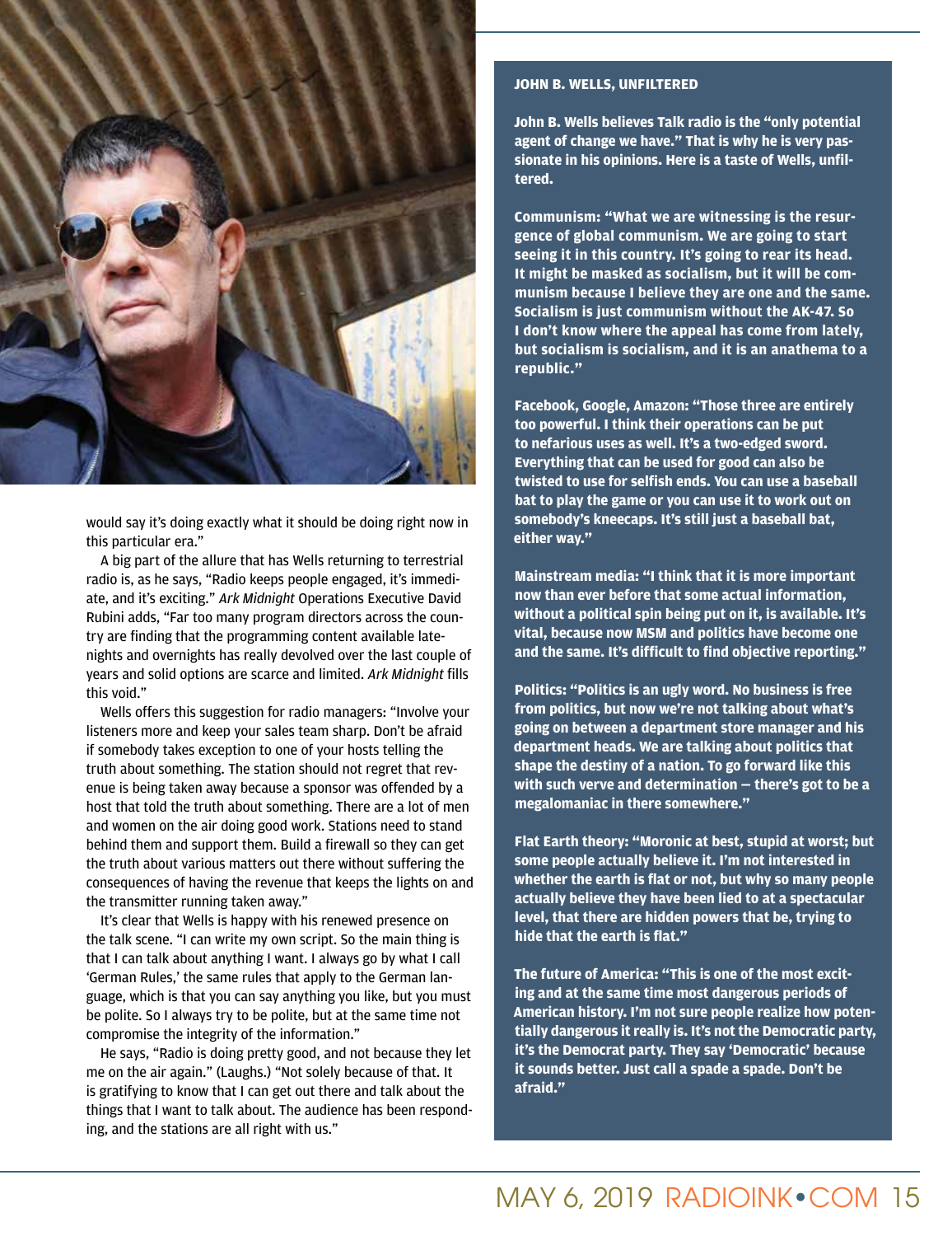would say it's doing exactly what it should be doing right now in this particular era."

A big part of the allure that has Wells returning to terrestrial radio is, as he says, "Radio keeps people engaged, it's immediate, and it's exciting." *Ark Midnight* Operations Executive David Rubini adds, "Far too many program directors across the country are finding that the programming content available late-nights and overnights has really devolved over the last couple of years and solid options are scarce and limited. *Ark Midnight* fills this void."

Wells offers this suggestion for radio managers: "Involve your listeners more and keep your sales team sharp. Don't be afraid if somebody takes exception to one of your hosts telling the truth about something. The station should not regret that revenue is being taken away because a sponsor was offended by a host that told the truth about something. There are a lot of men and women on the air doing good work. Stations need to stand behind them and support them. Build a firewall so they can get the truth about various matters out there without suffering the consequences of having the revenue that keeps the lights on and the transmitter running taken away."

It's clear that Wells is happy with his renewed presence on the talk scene. "I can write my own script. So the main thing is that I can talk about anything I want. I always go by what I call 'German Rules,' the same rules that apply to the German language, which is that you can say anything you like, but you must be polite. So I always try to be polite, but at the same time not compromise the integrity of the information."

He says, "Radio is doing pretty good, and not because they let me on the air again." (Laughs.) "Not solely because of that. It is gratifying to know that I can get out there and talk about the things that I want to talk about. The audience has been responding, and the stations are all right with us."

**JOHN B. WELLS, UNFILTERED**

**John B. Wells believes Talk radio is the "only potential agent of change we have." That is why he is very passionate in his opinions. Here is a taste of Wells, unfiltered.**

**Communism: "What we are witnessing is the resurgence of global communism. We are going to start seeing it in this country. It's going to rear its head. It might be masked as socialism, but it will be communism because I believe they are one and the same. Socialism is just communism without the AK-47. So I don't know where the appeal has come from lately, but socialism is socialism, and it is an anathema to a republic."**

**Facebook, Google, Amazon: "Those three are entirely too powerful. I think their operations can be put to nefarious uses as well. It's a two-edged sword. Everything that can be used for good can also be twisted to use for selfish ends. You can use a baseball bat to play the game or you can use it to work out on somebody's kneecaps. It's still just a baseball bat, either way."**

**Mainstream media: "I think that it is more important now than ever before that some actual information, without a political spin being put on it, is available. It's vital, because now MSM and politics have become one and the same. It's difficult to find objective reporting."**

**Politics: "Politics is an ugly word. No business is free from politics, but now we're not talking about what's going on between a department store manager and his department heads. We are talking about politics that shape the destiny of a nation. To go forward like this with such verve and determination — there's got to be a megalomaniac in there somewhere."**

**Flat Earth theory: "Moronic at best, stupid at worst; but some people actually believe it. I'm not interested in whether the earth is flat or not, but why so many people actually believe they have been lied to at a spectacular level, that there are hidden powers that be, trying to hide that the earth is flat."**

**The future of America: "This is one of the most exciting and at the same time most dangerous periods of American history. I'm not sure people realize how potentially dangerous it really is. It's not the Democratic party, it's the Democrat party. They say 'Democratic' because it sounds better. Just call a spade a spade. Don't be afraid."**